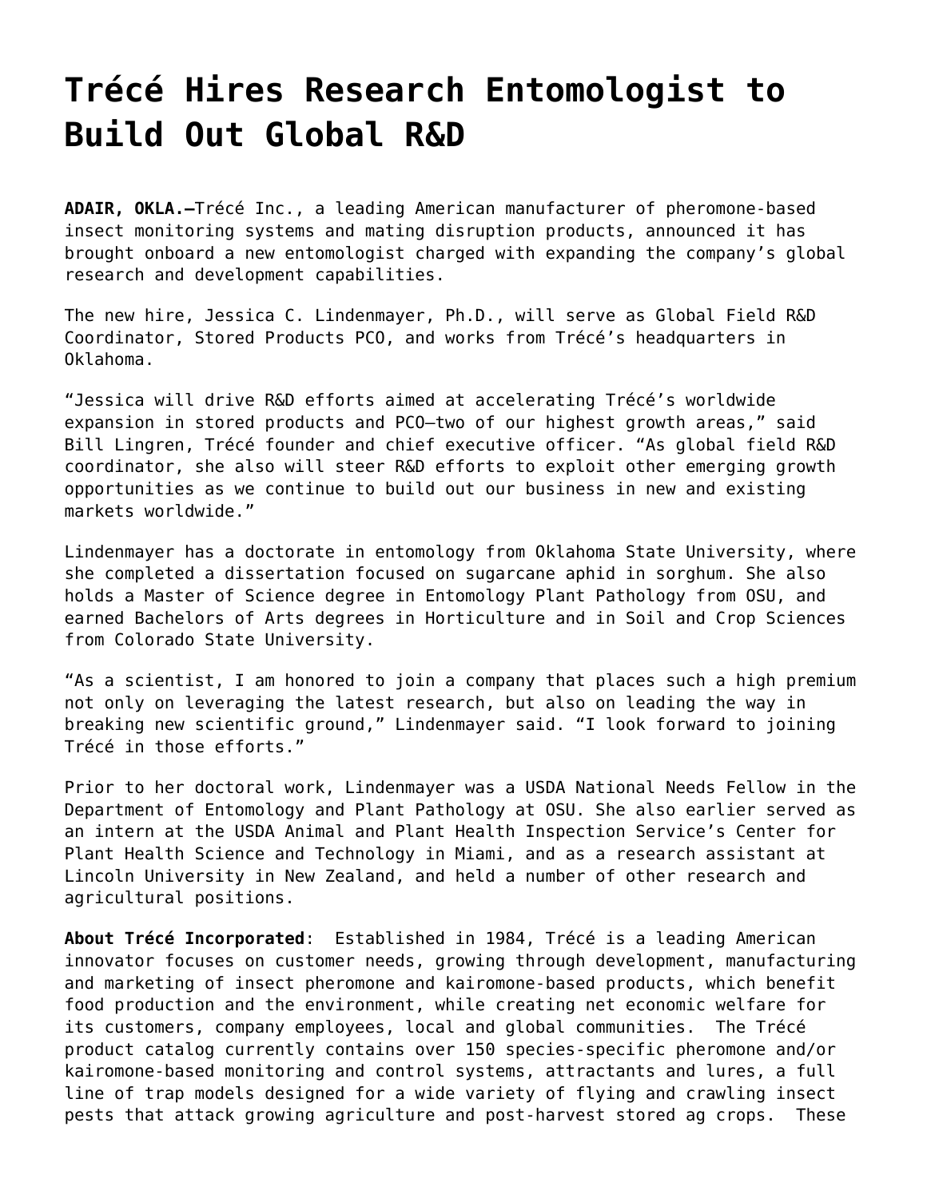# Trécé Hires Research Entomologist to Build Out Global R&D

**ADAIR, OKLA.—**Trécé Inc., a leading American manufacturer of pheromone-based insect monitoring systems and mating disruption products, announced it has brought onboard a new entomologist charged with expanding the company's global research and development capabilities.

The new hire, Jessica C. Lindenmayer, Ph.D., will serve as Global Field R&D Coordinator, Stored Products PCO, and works from Trécé's headquarters in Oklahoma.

"Jessica will drive R&D efforts aimed at accelerating Trécé's worldwide expansion in stored products and PCO—two of our highest growth areas," said Bill Lingren, Trécé founder and chief executive officer. "As global field R&D coordinator, she also will steer R&D efforts to exploit other emerging growth opportunities as we continue to build out our business in new and existing markets worldwide."

Lindenmayer has a doctorate in entomology from Oklahoma State University, where she completed a dissertation focused on sugarcane aphid in sorghum. She also holds a Master of Science degree in Entomology Plant Pathology from OSU, and earned Bachelors of Arts degrees in Horticulture and in Soil and Crop Sciences from Colorado State University.

"As a scientist, I am honored to join a company that places such a high premium not only on leveraging the latest research, but also on leading the way in breaking new scientific ground," Lindenmayer said. "I look forward to joining Trécé in those efforts."

Prior to her doctoral work, Lindenmayer was a USDA National Needs Fellow in the Department of Entomology and Plant Pathology at OSU. She also earlier served as an intern at the USDA Animal and Plant Health Inspection Service's Center for Plant Health Science and Technology in Miami, and as a research assistant at Lincoln University in New Zealand, and held a number of other research and agricultural positions.

**About Trécé Incorporated**: Established in 1984, Trécé is a leading American innovator focuses on customer needs, growing through development, manufacturing and marketing of insect pheromone and kairomone-based products, which benefit food production and the environment, while creating net economic welfare for its customers, company employees, local and global communities. The Trécé product catalog currently contains over 150 species-specific pheromone and/or kairomone-based monitoring and control systems, attractants and lures, a full line of trap models designed for a wide variety of flying and crawling insect pests that attack growing agriculture and post-harvest stored ag crops. These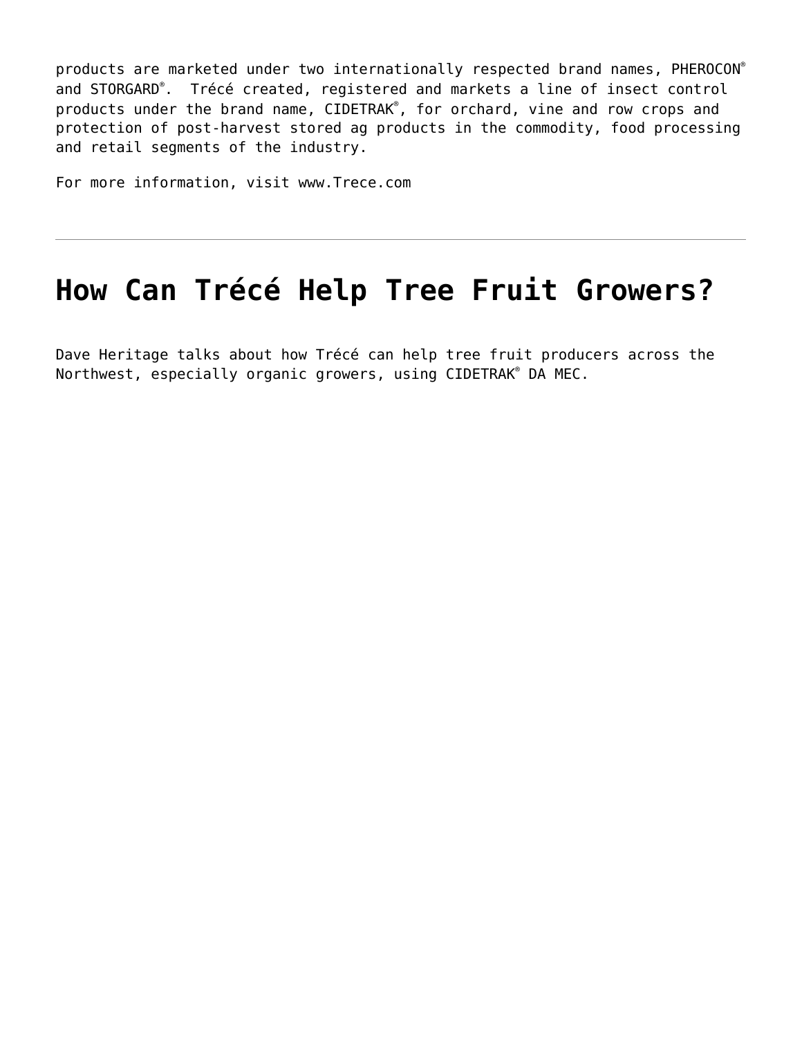products are marketed under two internationally respected brand names, PHEROCON® and STORGARD®.  Trécé created, registered and markets a line of insect control products under the brand name, CIDETRAK®, for orchard, vine and row crops and protection of post-harvest stored ag products in the commodity, food processing and retail segments of the industry.

For more information, visit www.Trece.com

---

# How Can Trécé Help Tree Fruit Growers?

Dave Heritage talks about how Trécé can help tree fruit producers across the Northwest, especially organic growers, using CIDETRAK® DA MEC.